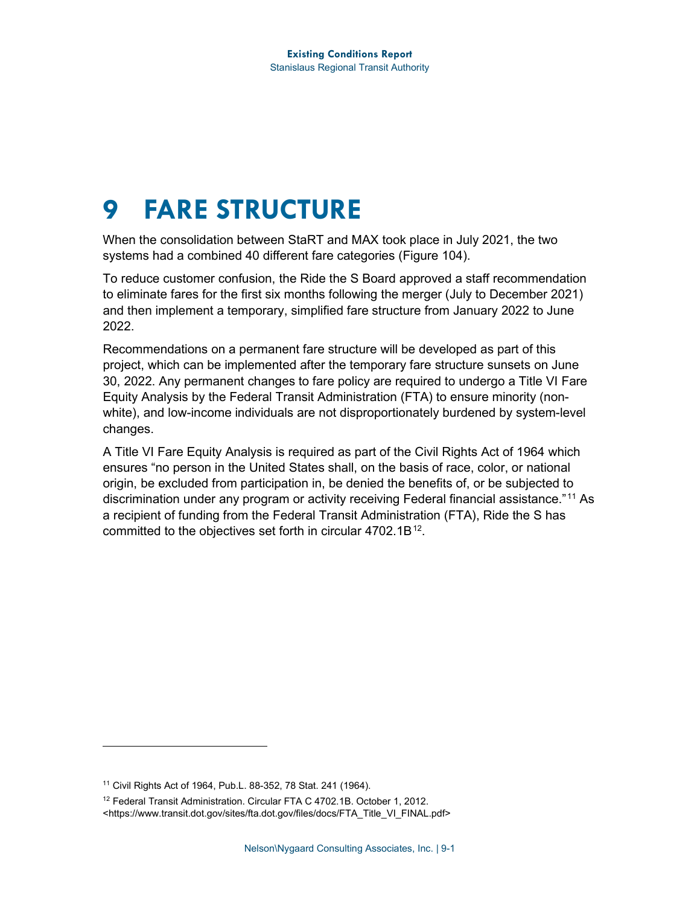# 9 FARE STRUCTURE

When the consolidation between StaRT and MAX took place in July 2021, the two systems had a combined 40 different fare categories (Figure 104).

To reduce customer confusion, the Ride the S Board approved a staff recommendation to eliminate fares for the first six months following the merger (July to December 2021) and then implement a temporary, simplified fare structure from January 2022 to June 2022.

Recommendations on a permanent fare structure will be developed as part of this project, which can be implemented after the temporary fare structure sunsets on June 30, 2022. Any permanent changes to fare policy are required to undergo a Title VI Fare Equity Analysis by the Federal Transit Administration (FTA) to ensure minority (non-white), and low-income individuals are not disproportionately burdened by system-level changes.

A Title VI Fare Equity Analysis is required as part of the Civil Rights Act of 1964 which ensures "no person in the United States shall, on the basis of race, color, or national origin, be excluded from participation in, be denied the benefits of, or be subjected to discrimination under any program or activity receiving Federal financial assistance."[11] As a recipient of funding from the Federal Transit Administration (FTA), Ride the S has committed to the objectives set forth in circular 4702.1B[12].

---

[11] Civil Rights Act of 1964, Pub.L. 88-352, 78 Stat. 241 (1964).

[12] Federal Transit Administration. Circular FTA C 4702.1B. October 1, 2012. <https://www.transit.dot.gov/sites/fta.dot.gov/files/docs/FTA_Title_VI_FINAL.pdf>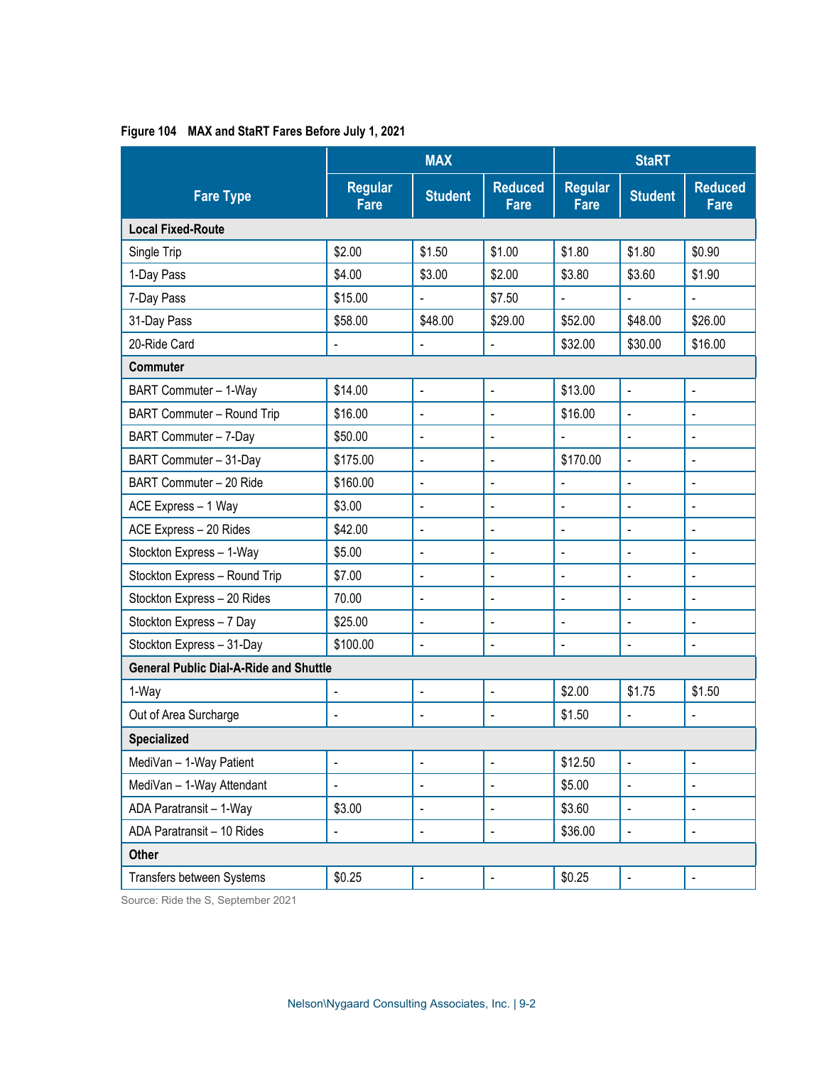**Figure 104 MAX and StaRT Fares Before July 1, 2021**

| Fare Type | MAX | | | StaRT | | |
|---|---|---|---|---|---|---|
| | Regular Fare | Student | Reduced Fare | Regular Fare | Student | Reduced Fare |
| **Local Fixed-Route** | | | | | | |
| Single Trip | $2.00 | $1.50 | $1.00 | $1.80 | $1.80 | $0.90 |
| 1-Day Pass | $4.00 | $3.00 | $2.00 | $3.80 | $3.60 | $1.90 |
| 7-Day Pass | $15.00 | - | $7.50 | - | - | - |
| 31-Day Pass | $58.00 | $48.00 | $29.00 | $52.00 | $48.00 | $26.00 |
| 20-Ride Card | - | - | - | $32.00 | $30.00 | $16.00 |
| **Commuter** | | | | | | |
| BART Commuter – 1-Way | $14.00 | - | - | $13.00 | - | - |
| BART Commuter – Round Trip | $16.00 | - | - | $16.00 | - | - |
| BART Commuter – 7-Day | $50.00 | - | - | - | - | - |
| BART Commuter – 31-Day | $175.00 | - | - | $170.00 | - | - |
| BART Commuter – 20 Ride | $160.00 | - | - | - | - | - |
| ACE Express – 1 Way | $3.00 | - | - | - | - | - |
| ACE Express – 20 Rides | $42.00 | - | - | - | - | - |
| Stockton Express – 1-Way | $5.00 | - | - | - | - | - |
| Stockton Express – Round Trip | $7.00 | - | - | - | - | - |
| Stockton Express – 20 Rides | 70.00 | - | - | - | - | - |
| Stockton Express – 7 Day | $25.00 | - | - | - | - | - |
| Stockton Express – 31-Day | $100.00 | - | - | - | - | - |
| **General Public Dial-A-Ride and Shuttle** | | | | | | |
| 1-Way | - | - | - | $2.00 | $1.75 | $1.50 |
| Out of Area Surcharge | - | - | - | $1.50 | - | - |
| **Specialized** | | | | | | |
| MediVan – 1-Way Patient | - | - | - | $12.50 | - | - |
| MediVan – 1-Way Attendant | - | - | - | $5.00 | - | - |
| ADA Paratransit – 1-Way | $3.00 | - | - | $3.60 | - | - |
| ADA Paratransit – 10 Rides | - | - | - | $36.00 | - | - |
| **Other** | | | | | | |
| Transfers between Systems | $0.25 | - | - | $0.25 | - | - |

Source: Ride the S, September 2021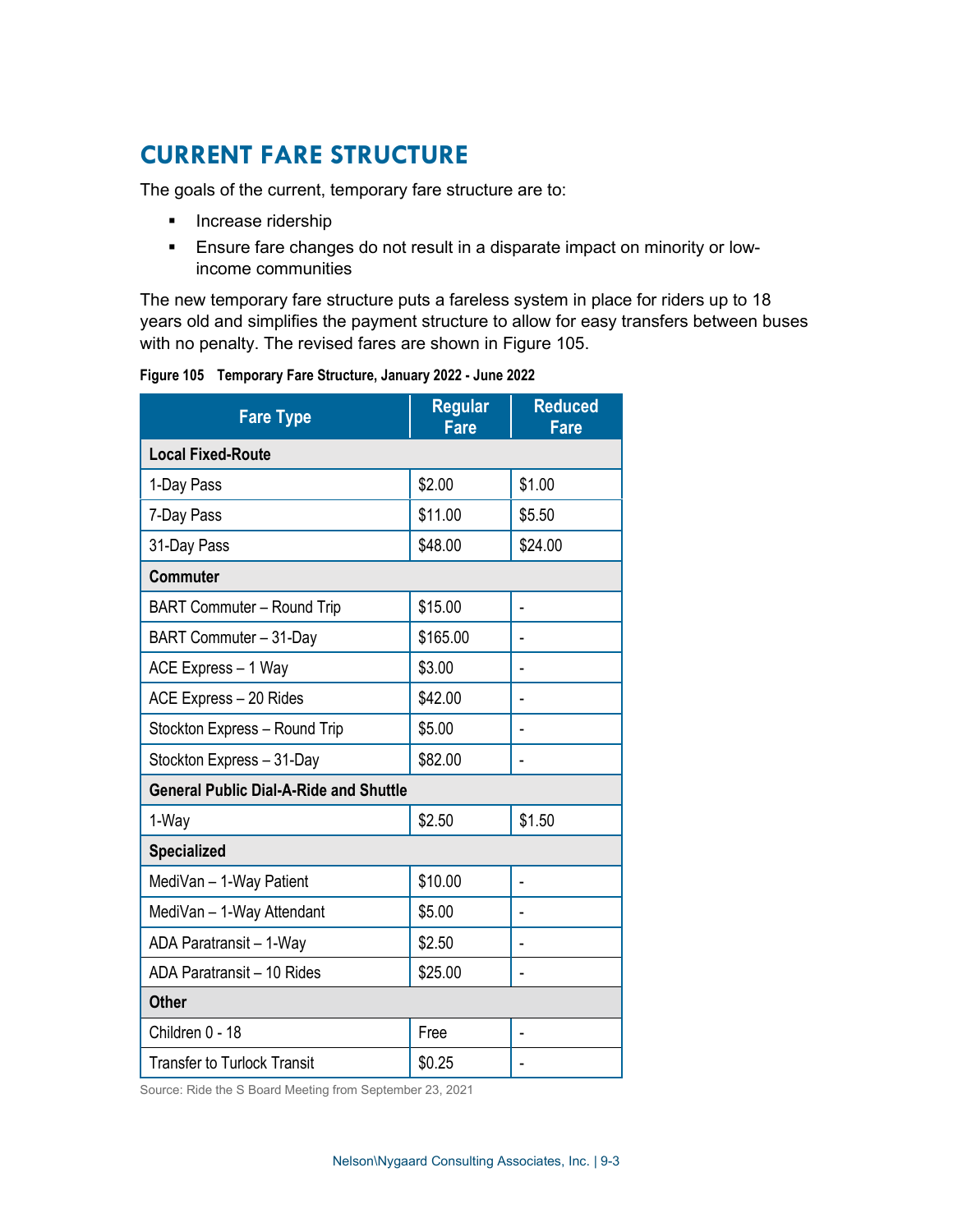## CURRENT FARE STRUCTURE

The goals of the current, temporary fare structure are to:

- Increase ridership
- Ensure fare changes do not result in a disparate impact on minority or low-income communities

The new temporary fare structure puts a fareless system in place for riders up to 18 years old and simplifies the payment structure to allow for easy transfers between buses with no penalty. The revised fares are shown in Figure 105.

**Figure 105 Temporary Fare Structure, January 2022 - June 2022**

| Fare Type | Regular Fare | Reduced Fare |
|---|---|---|
| **Local Fixed-Route** | | |
| 1-Day Pass | $2.00 | $1.00 |
| 7-Day Pass | $11.00 | $5.50 |
| 31-Day Pass | $48.00 | $24.00 |
| **Commuter** | | |
| BART Commuter – Round Trip | $15.00 | - |
| BART Commuter – 31-Day | $165.00 | - |
| ACE Express – 1 Way | $3.00 | - |
| ACE Express – 20 Rides | $42.00 | - |
| Stockton Express – Round Trip | $5.00 | - |
| Stockton Express – 31-Day | $82.00 | - |
| **General Public Dial-A-Ride and Shuttle** | | |
| 1-Way | $2.50 | $1.50 |
| **Specialized** | | |
| MediVan – 1-Way Patient | $10.00 | - |
| MediVan – 1-Way Attendant | $5.00 | - |
| ADA Paratransit – 1-Way | $2.50 | - |
| ADA Paratransit – 10 Rides | $25.00 | - |
| **Other** | | |
| Children 0 - 18 | Free | - |
| Transfer to Turlock Transit | $0.25 | - |

Source: Ride the S Board Meeting from September 23, 2021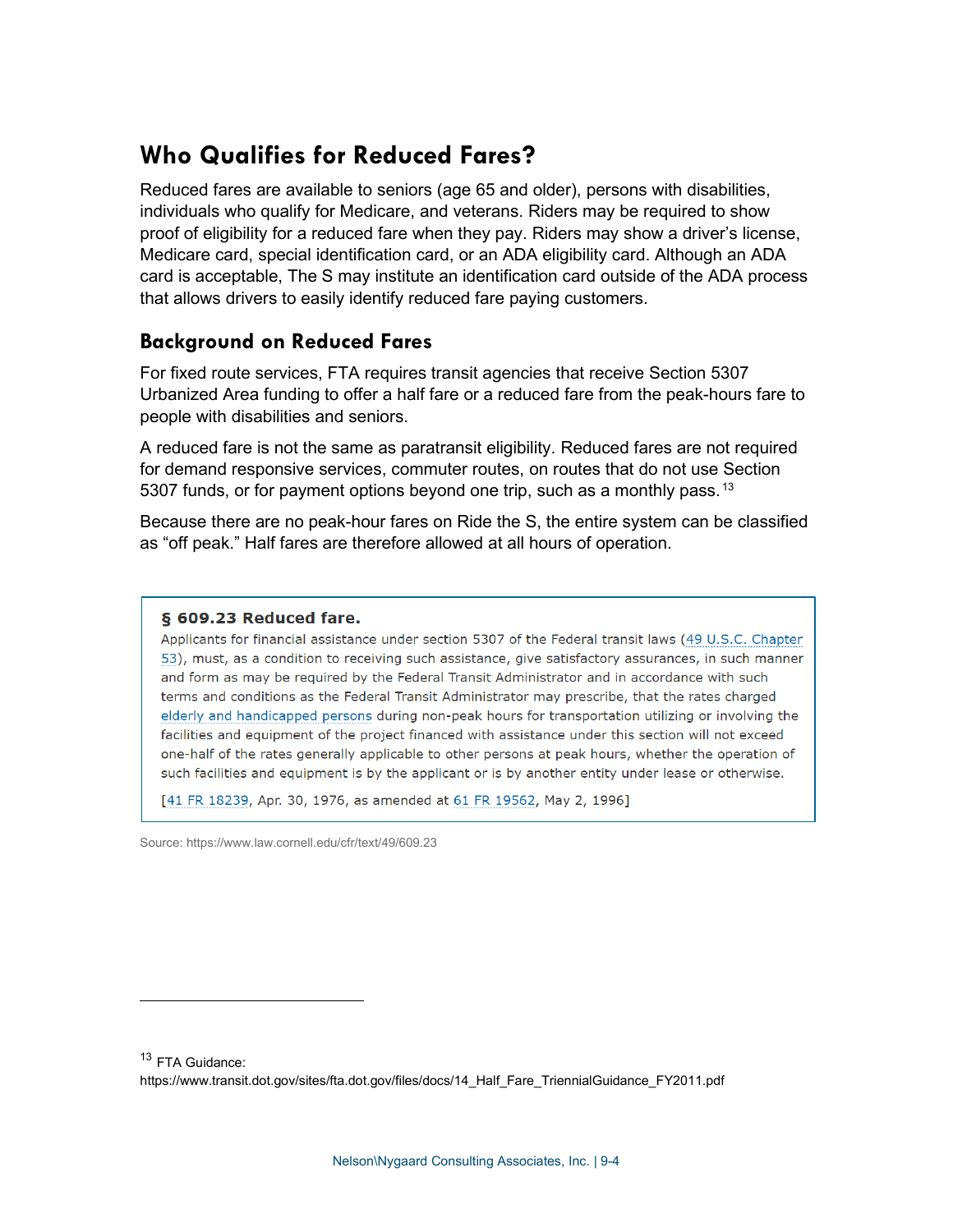## Who Qualifies for Reduced Fares?

Reduced fares are available to seniors (age 65 and older), persons with disabilities, individuals who qualify for Medicare, and veterans. Riders may be required to show proof of eligibility for a reduced fare when they pay. Riders may show a driver's license, Medicare card, special identification card, or an ADA eligibility card. Although an ADA card is acceptable, The S may institute an identification card outside of the ADA process that allows drivers to easily identify reduced fare paying customers.

### Background on Reduced Fares

For fixed route services, FTA requires transit agencies that receive Section 5307 Urbanized Area funding to offer a half fare or a reduced fare from the peak-hours fare to people with disabilities and seniors.

A reduced fare is not the same as paratransit eligibility. Reduced fares are not required for demand responsive services, commuter routes, on routes that do not use Section 5307 funds, or for payment options beyond one trip, such as a monthly pass.[13]

Because there are no peak-hour fares on Ride the S, the entire system can be classified as "off peak." Half fares are therefore allowed at all hours of operation.

> **§ 609.23 Reduced fare.**
>
> Applicants for financial assistance under section 5307 of the Federal transit laws (49 U.S.C. Chapter 53), must, as a condition to receiving such assistance, give satisfactory assurances, in such manner and form as may be required by the Federal Transit Administrator and in accordance with such terms and conditions as the Federal Transit Administrator may prescribe, that the rates charged elderly and handicapped persons during non-peak hours for transportation utilizing or involving the facilities and equipment of the project financed with assistance under this section will not exceed one-half of the rates generally applicable to other persons at peak hours, whether the operation of such facilities and equipment is by the applicant or is by another entity under lease or otherwise.
>
> [41 FR 18239, Apr. 30, 1976, as amended at 61 FR 19562, May 2, 1996]

Source: https://www.law.cornell.edu/cfr/text/49/609.23

---

[13] FTA Guidance: https://www.transit.dot.gov/sites/fta.dot.gov/files/docs/14_Half_Fare_TriennialGuidance_FY2011.pdf